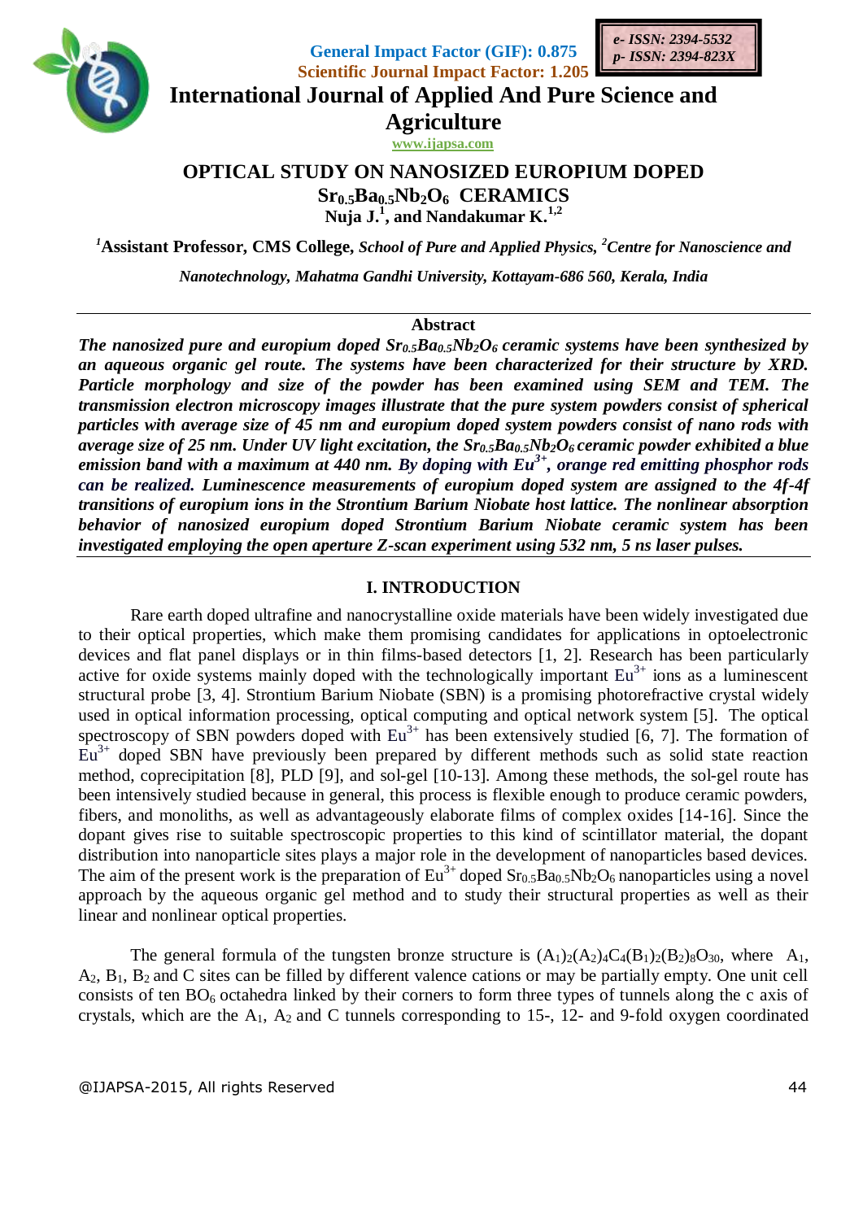General Impact Factor (GIF): 0.875
Scientific Journal Impact Factor: 1.205

e- ISSN: 2394-5532
p- ISSN: 2394-823X

# International Journal of Applied And Pure Science and Agriculture

www.ijapsa.com

## OPTICAL STUDY ON NANOSIZED EUROPIUM DOPED $Sr_{0.5}Ba_{0.5}Nb_2O_6$ CERAMICS

**Nuja J.[1], and Nandakumar K.[1,2]**

[1]**Assistant Professor, CMS College,** *School of Pure and Applied Physics*, [2]*Centre for Nanoscience and Nanotechnology, Mahatma Gandhi University, Kottayam-686 560, Kerala, India*

---

**Abstract**

***The nanosized pure and europium doped $Sr_{0.5}Ba_{0.5}Nb_2O_6$ ceramic systems have been synthesized by an aqueous organic gel route. The systems have been characterized for their structure by XRD. Particle morphology and size of the powder has been examined using SEM and TEM. The transmission electron microscopy images illustrate that the pure system powders consist of spherical particles with average size of 45 nm and europium doped system powders consist of nano rods with average size of 25 nm. Under UV light excitation, the $Sr_{0.5}Ba_{0.5}Nb_2O_6$ ceramic powder exhibited a blue emission band with a maximum at 440 nm. By doping with $Eu^{3+}$, orange red emitting phosphor rods can be realized. Luminescence measurements of europium doped system are assigned to the 4f-4f transitions of europium ions in the Strontium Barium Niobate host lattice. The nonlinear absorption behavior of nanosized europium doped Strontium Barium Niobate ceramic system has been investigated employing the open aperture Z-scan experiment using 532 nm, 5 ns laser pulses.***

---

## I. INTRODUCTION

Rare earth doped ultrafine and nanocrystalline oxide materials have been widely investigated due to their optical properties, which make them promising candidates for applications in optoelectronic devices and flat panel displays or in thin films-based detectors [1, 2]. Research has been particularly active for oxide systems mainly doped with the technologically important $Eu^{3+}$ ions as a luminescent structural probe [3, 4]. Strontium Barium Niobate (SBN) is a promising photorefractive crystal widely used in optical information processing, optical computing and optical network system [5]. The optical spectroscopy of SBN powders doped with $Eu^{3+}$ has been extensively studied [6, 7]. The formation of $Eu^{3+}$ doped SBN have previously been prepared by different methods such as solid state reaction method, coprecipitation [8], PLD [9], and sol-gel [10-13]. Among these methods, the sol-gel route has been intensively studied because in general, this process is flexible enough to produce ceramic powders, fibers, and monoliths, as well as advantageously elaborate films of complex oxides [14-16]. Since the dopant gives rise to suitable spectroscopic properties to this kind of scintillator material, the dopant distribution into nanoparticle sites plays a major role in the development of nanoparticles based devices. The aim of the present work is the preparation of $Eu^{3+}$ doped $Sr_{0.5}Ba_{0.5}Nb_2O_6$ nanoparticles using a novel approach by the aqueous organic gel method and to study their structural properties as well as their linear and nonlinear optical properties.

The general formula of the tungsten bronze structure is $(A_1)_2(A_2)_4C_4(B_1)_2(B_2)_8O_{30}$, where $A_1$, $A_2$, $B_1$, $B_2$ and C sites can be filled by different valence cations or may be partially empty. One unit cell consists of ten $BO_6$ octahedra linked by their corners to form three types of tunnels along the c axis of crystals, which are the $A_1$, $A_2$ and C tunnels corresponding to 15-, 12- and 9-fold oxygen coordinated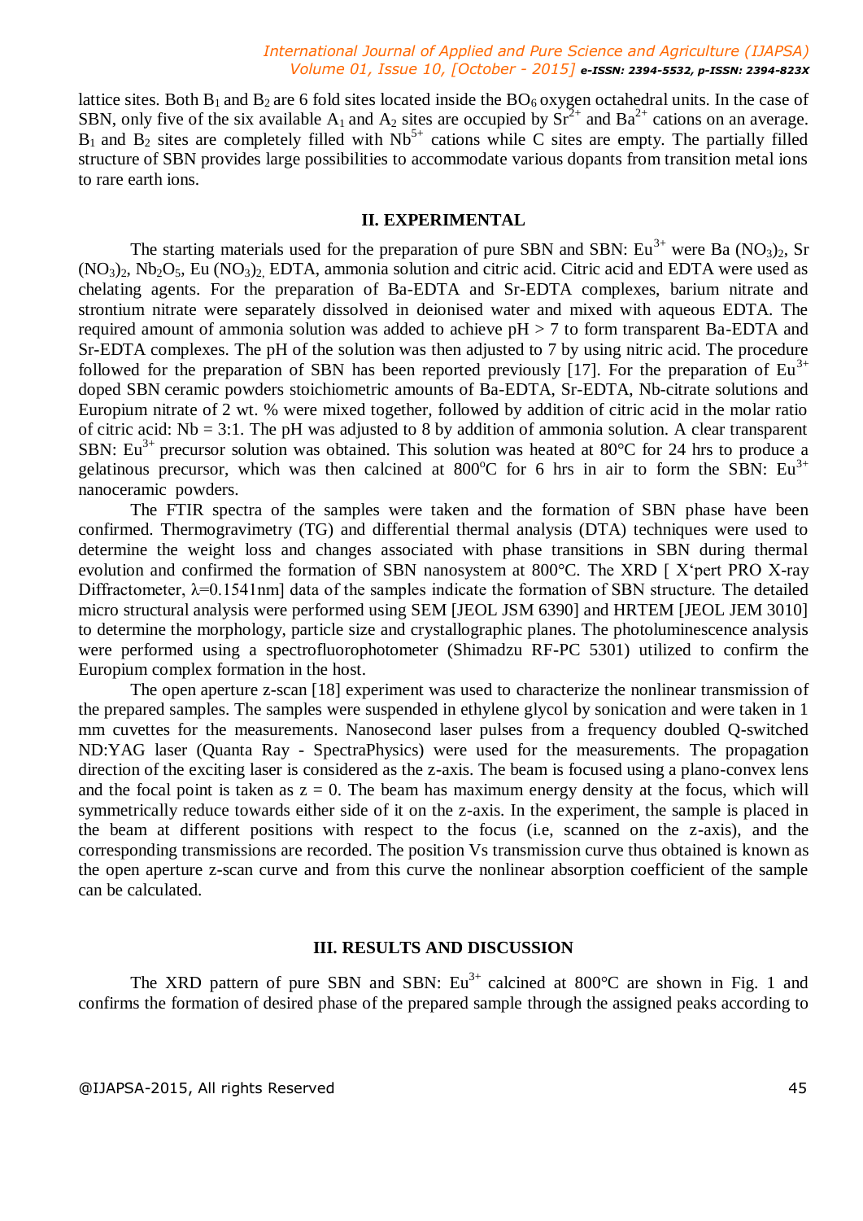lattice sites. Both $B_1$ and $B_2$ are 6 fold sites located inside the $BO_6$ oxygen octahedral units. In the case of SBN, only five of the six available $A_1$ and $A_2$ sites are occupied by $Sr^{2+}$ and $Ba^{2+}$ cations on an average. $B_1$ and $B_2$ sites are completely filled with $Nb^{5+}$ cations while C sites are empty. The partially filled structure of SBN provides large possibilities to accommodate various dopants from transition metal ions to rare earth ions.

## II. EXPERIMENTAL

The starting materials used for the preparation of pure SBN and SBN: $Eu^{3+}$ were Ba $(NO_3)_2$, Sr $(NO_3)_2$, $Nb_2O_5$, Eu $(NO_3)_2$, EDTA, ammonia solution and citric acid. Citric acid and EDTA were used as chelating agents. For the preparation of Ba-EDTA and Sr-EDTA complexes, barium nitrate and strontium nitrate were separately dissolved in deionised water and mixed with aqueous EDTA. The required amount of ammonia solution was added to achieve pH > 7 to form transparent Ba-EDTA and Sr-EDTA complexes. The pH of the solution was then adjusted to 7 by using nitric acid. The procedure followed for the preparation of SBN has been reported previously [17]. For the preparation of $Eu^{3+}$ doped SBN ceramic powders stoichiometric amounts of Ba-EDTA, Sr-EDTA, Nb-citrate solutions and Europium nitrate of 2 wt. % were mixed together, followed by addition of citric acid in the molar ratio of citric acid: Nb = 3:1. The pH was adjusted to 8 by addition of ammonia solution. A clear transparent SBN: $Eu^{3+}$ precursor solution was obtained. This solution was heated at 80°C for 24 hrs to produce a gelatinous precursor, which was then calcined at 800$^o$C for 6 hrs in air to form the SBN: $Eu^{3+}$ nanoceramic powders.

The FTIR spectra of the samples were taken and the formation of SBN phase have been confirmed. Thermogravimetry (TG) and differential thermal analysis (DTA) techniques were used to determine the weight loss and changes associated with phase transitions in SBN during thermal evolution and confirmed the formation of SBN nanosystem at 800°C. The XRD [ X'pert PRO X-ray Diffractometer, λ=0.1541nm] data of the samples indicate the formation of SBN structure. The detailed micro structural analysis were performed using SEM [JEOL JSM 6390] and HRTEM [JEOL JEM 3010] to determine the morphology, particle size and crystallographic planes. The photoluminescence analysis were performed using a spectrofluorophotometer (Shimadzu RF-PC 5301) utilized to confirm the Europium complex formation in the host.

The open aperture z-scan [18] experiment was used to characterize the nonlinear transmission of the prepared samples. The samples were suspended in ethylene glycol by sonication and were taken in 1 mm cuvettes for the measurements. Nanosecond laser pulses from a frequency doubled Q-switched ND:YAG laser (Quanta Ray - SpectraPhysics) were used for the measurements. The propagation direction of the exciting laser is considered as the z-axis. The beam is focused using a plano-convex lens and the focal point is taken as z = 0. The beam has maximum energy density at the focus, which will symmetrically reduce towards either side of it on the z-axis. In the experiment, the sample is placed in the beam at different positions with respect to the focus (i.e, scanned on the z-axis), and the corresponding transmissions are recorded. The position Vs transmission curve thus obtained is known as the open aperture z-scan curve and from this curve the nonlinear absorption coefficient of the sample can be calculated.

## III. RESULTS AND DISCUSSION

The XRD pattern of pure SBN and SBN: $Eu^{3+}$ calcined at 800°C are shown in Fig. 1 and confirms the formation of desired phase of the prepared sample through the assigned peaks according to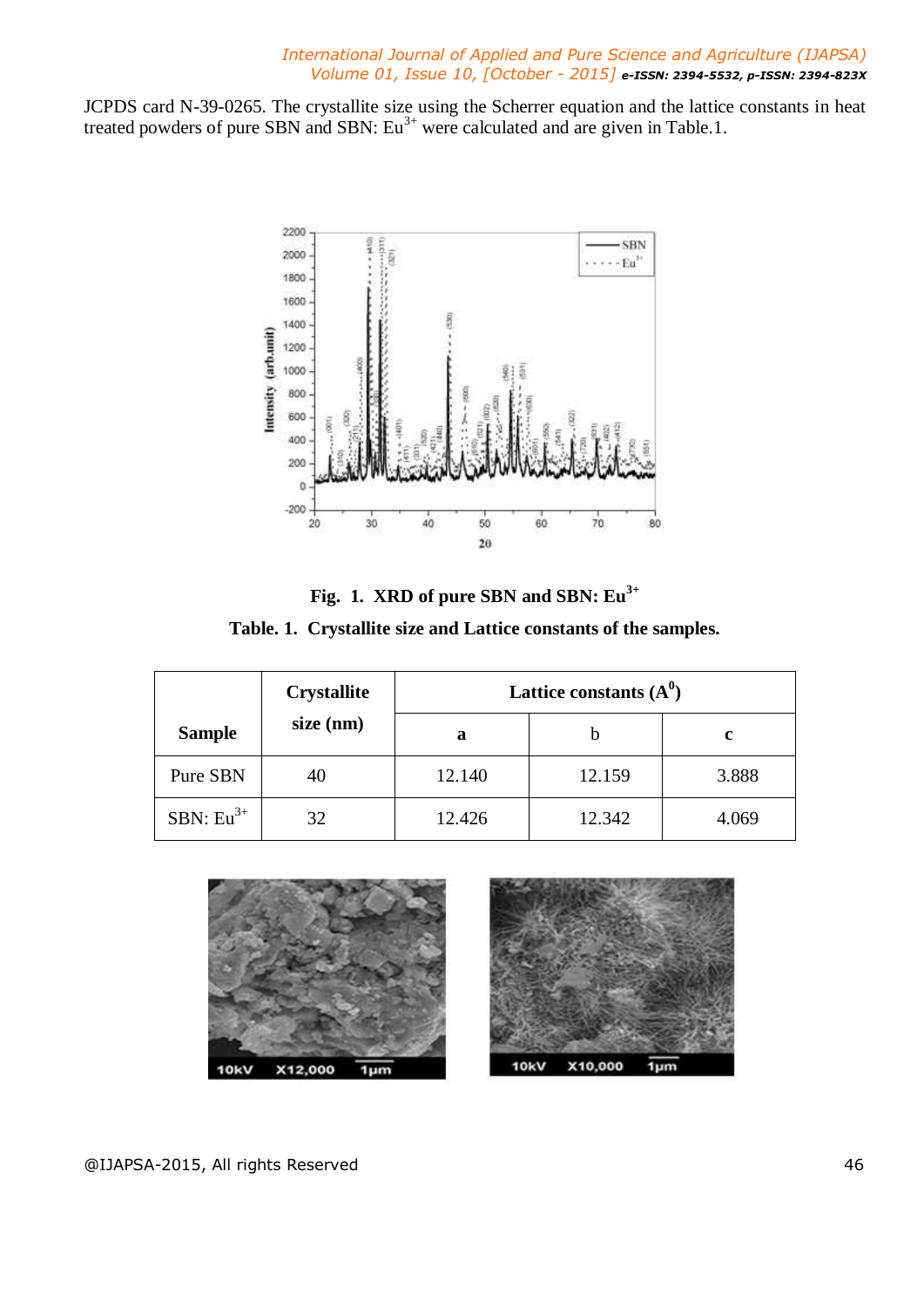JCPDS card N-39-0265. The crystallite size using the Scherrer equation and the lattice constants in heat treated powders of pure SBN and SBN: $Eu^{3+}$ were calculated and are given in Table.1.

**Fig. 1. XRD of pure SBN and SBN: $Eu^{3+}$**

**Table. 1. Crystallite size and Lattice constants of the samples.**

| Sample | Crystallite size (nm) | Lattice constants ($A^0$) | | |
|---|---|---|---|---|
| | | a | b | c |
| Pure SBN | 40 | 12.140 | 12.159 | 3.888 |
| SBN: $Eu^{3+}$ | 32 | 12.426 | 12.342 | 4.069 |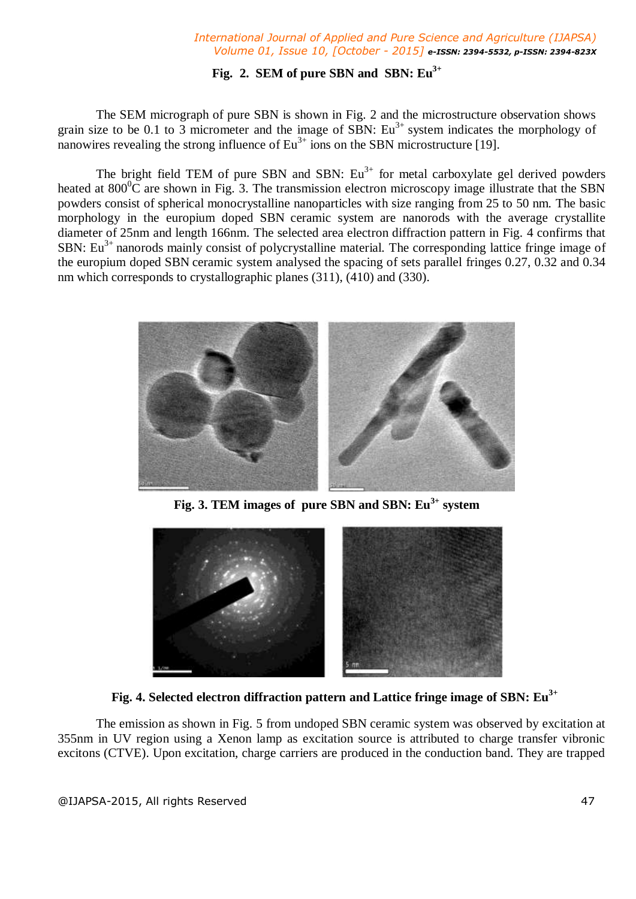**Fig. 2. SEM of pure SBN and SBN: $Eu^{3+}$**

The SEM micrograph of pure SBN is shown in Fig. 2 and the microstructure observation shows grain size to be 0.1 to 3 micrometer and the image of SBN: $Eu^{3+}$ system indicates the morphology of nanowires revealing the strong influence of $Eu^{3+}$ ions on the SBN microstructure [19].

The bright field TEM of pure SBN and SBN: $Eu^{3+}$ for metal carboxylate gel derived powders heated at $800^0$C are shown in Fig. 3. The transmission electron microscopy image illustrate that the SBN powders consist of spherical monocrystalline nanoparticles with size ranging from 25 to 50 nm. The basic morphology in the europium doped SBN ceramic system are nanorods with the average crystallite diameter of 25nm and length 166nm. The selected area electron diffraction pattern in Fig. 4 confirms that SBN: $Eu^{3+}$ nanorods mainly consist of polycrystalline material. The corresponding lattice fringe image of the europium doped SBN ceramic system analysed the spacing of sets parallel fringes 0.27, 0.32 and 0.34 nm which corresponds to crystallographic planes (311), (410) and (330).

**Fig. 3. TEM images of pure SBN and SBN: $Eu^{3+}$ system**

**Fig. 4. Selected electron diffraction pattern and Lattice fringe image of SBN: $Eu^{3+}$**

The emission as shown in Fig. 5 from undoped SBN ceramic system was observed by excitation at 355nm in UV region using a Xenon lamp as excitation source is attributed to charge transfer vibronic excitons (CTVE). Upon excitation, charge carriers are produced in the conduction band. They are trapped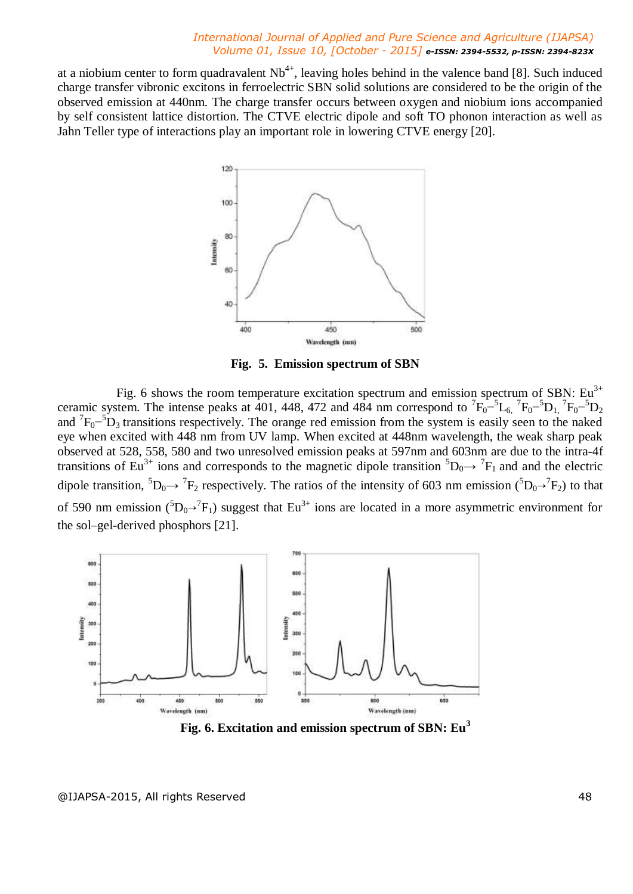at a niobium center to form quadravalent $Nb^{4+}$, leaving holes behind in the valence band [8]. Such induced charge transfer vibronic excitons in ferroelectric SBN solid solutions are considered to be the origin of the observed emission at 440nm. The charge transfer occurs between oxygen and niobium ions accompanied by self consistent lattice distortion. The CTVE electric dipole and soft TO phonon interaction as well as Jahn Teller type of interactions play an important role in lowering CTVE energy [20].

**Fig. 5. Emission spectrum of SBN**

Fig. 6 shows the room temperature excitation spectrum and emission spectrum of SBN: $Eu^{3+}$ ceramic system. The intense peaks at 401, 448, 472 and 484 nm correspond to $^7F_0$–$^5L_6$, $^7F_0$–$^5D_1$, $^7F_0$–$^5D_2$ and $^7F_0$–$^5D_3$ transitions respectively. The orange red emission from the system is easily seen to the naked eye when excited with 448 nm from UV lamp. When excited at 448nm wavelength, the weak sharp peak observed at 528, 558, 580 and two unresolved emission peaks at 597nm and 603nm are due to the intra-4f transitions of $Eu^{3+}$ ions and corresponds to the magnetic dipole transition $^5D_0 \rightarrow$ $^7F_1$ and and the electric dipole transition, $^5D_0 \rightarrow$ $^7F_2$ respectively. The ratios of the intensity of 603 nm emission ($^5D_0 \rightarrow {}^7F_2$) to that of 590 nm emission ($^5D_0 \rightarrow {}^7F_1$) suggest that $Eu^{3+}$ ions are located in a more asymmetric environment for the sol–gel-derived phosphors [21].

**Fig. 6. Excitation and emission spectrum of SBN: $Eu^3$**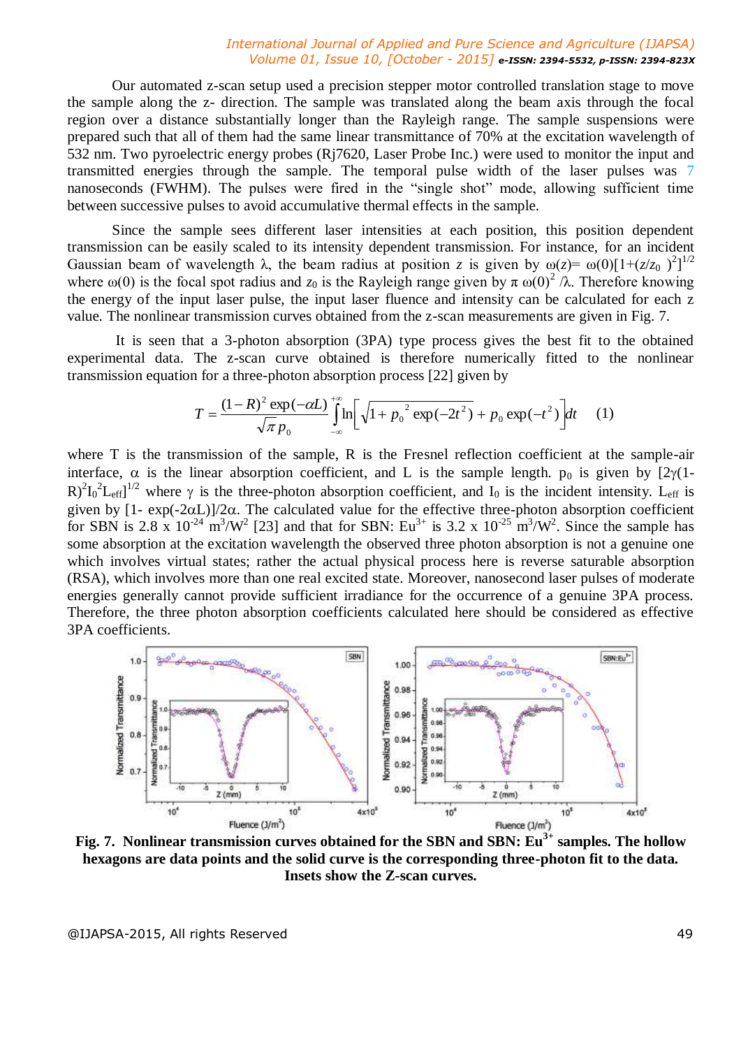Our automated z-scan setup used a precision stepper motor controlled translation stage to move the sample along the z- direction. The sample was translated along the beam axis through the focal region over a distance substantially longer than the Rayleigh range. The sample suspensions were prepared such that all of them had the same linear transmittance of 70% at the excitation wavelength of 532 nm. Two pyroelectric energy probes (Rj7620, Laser Probe Inc.) were used to monitor the input and transmitted energies through the sample. The temporal pulse width of the laser pulses was 7 nanoseconds (FWHM). The pulses were fired in the "single shot" mode, allowing sufficient time between successive pulses to avoid accumulative thermal effects in the sample.

Since the sample sees different laser intensities at each position, this position dependent transmission can be easily scaled to its intensity dependent transmission. For instance, for an incident Gaussian beam of wavelength λ, the beam radius at position $z$ is given by $\omega(z) = \omega(0)[1+(z/z_0)^2]^{1/2}$ where $\omega(0)$ is the focal spot radius and $z_0$ is the Rayleigh range given by $\pi\, \omega(0)^2/\lambda$. Therefore knowing the energy of the input laser pulse, the input laser fluence and intensity can be calculated for each z value. The nonlinear transmission curves obtained from the z-scan measurements are given in Fig. 7.

It is seen that a 3-photon absorption (3PA) type process gives the best fit to the obtained experimental data. The z-scan curve obtained is therefore numerically fitted to the nonlinear transmission equation for a three-photon absorption process [22] given by

$$T = \frac{(1-R)^2 \exp(-\alpha L)}{\sqrt{\pi}\, p_0} \int_{-\infty}^{+\infty} \ln\left[\sqrt{1+p_0^{\,2}\exp(-2t^2)} + p_0 \exp(-t^2)\right] dt \qquad (1)$$

where T is the transmission of the sample, R is the Fresnel reflection coefficient at the sample-air interface, α is the linear absorption coefficient, and L is the sample length. $p_0$ is given by $[2\gamma(1-R)^2 I_0^{\,2} L_{eff}]^{1/2}$ where γ is the three-photon absorption coefficient, and $I_0$ is the incident intensity. $L_{eff}$ is given by $[1-\exp(-2\alpha L)]/2\alpha$. The calculated value for the effective three-photon absorption coefficient for SBN is $2.8 \times 10^{-24}$ $m^3/W^2$ [23] and that for SBN: $Eu^{3+}$ is $3.2 \times 10^{-25}$ $m^3/W^2$. Since the sample has some absorption at the excitation wavelength the observed three photon absorption is not a genuine one which involves virtual states; rather the actual physical process here is reverse saturable absorption (RSA), which involves more than one real excited state. Moreover, nanosecond laser pulses of moderate energies generally cannot provide sufficient irradiance for the occurrence of a genuine 3PA process. Therefore, the three photon absorption coefficients calculated here should be considered as effective 3PA coefficients.

**Fig. 7. Nonlinear transmission curves obtained for the SBN and SBN: $Eu^{3+}$ samples. The hollow hexagons are data points and the solid curve is the corresponding three-photon fit to the data. Insets show the Z-scan curves.**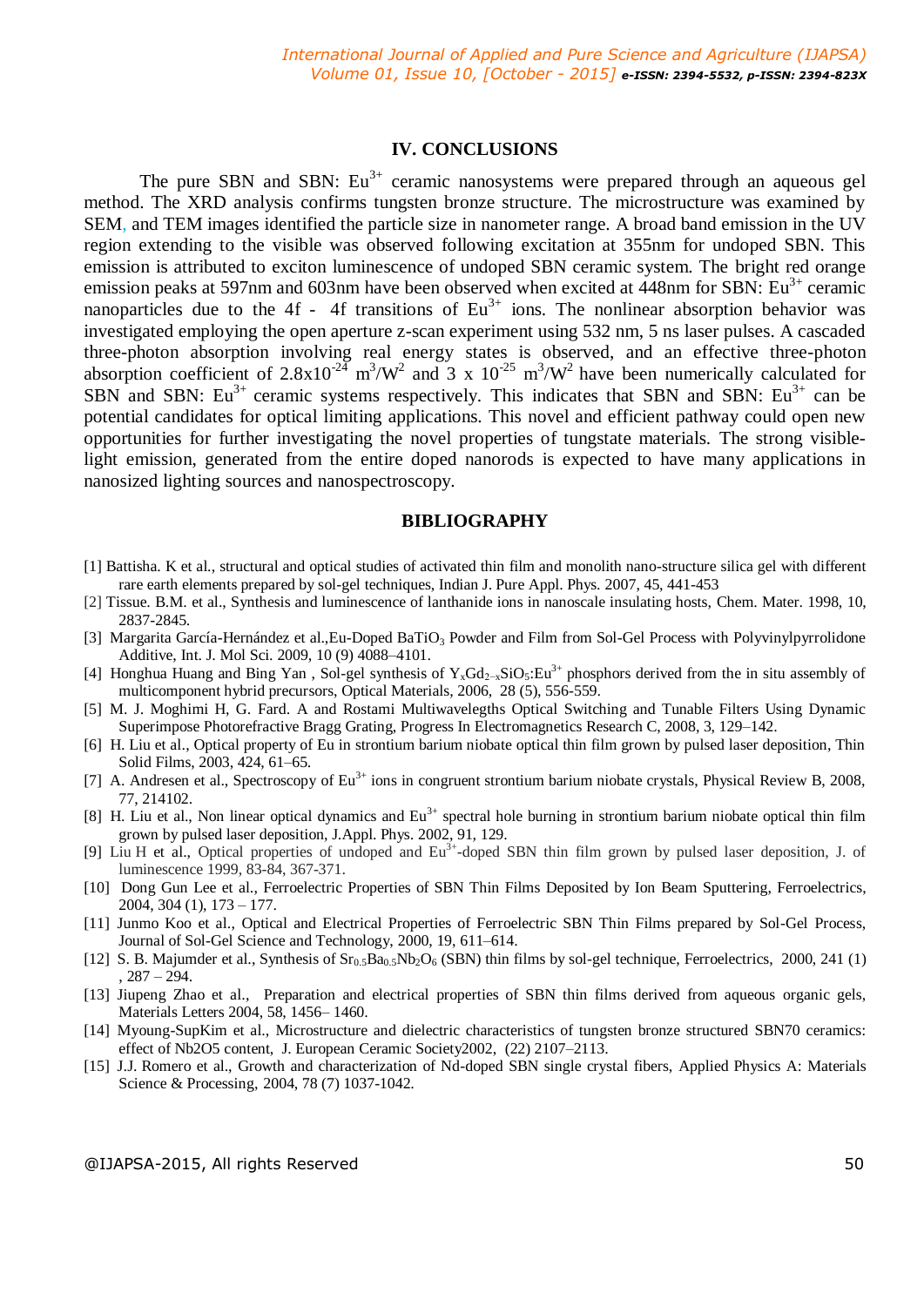## IV. CONCLUSIONS

The pure SBN and SBN: $Eu^{3+}$ ceramic nanosystems were prepared through an aqueous gel method. The XRD analysis confirms tungsten bronze structure. The microstructure was examined by SEM, and TEM images identified the particle size in nanometer range. A broad band emission in the UV region extending to the visible was observed following excitation at 355nm for undoped SBN. This emission is attributed to exciton luminescence of undoped SBN ceramic system. The bright red orange emission peaks at 597nm and 603nm have been observed when excited at 448nm for SBN: $Eu^{3+}$ ceramic nanoparticles due to the 4f - 4f transitions of $Eu^{3+}$ ions. The nonlinear absorption behavior was investigated employing the open aperture z-scan experiment using 532 nm, 5 ns laser pulses. A cascaded three-photon absorption involving real energy states is observed, and an effective three-photon absorption coefficient of $2.8\times10^{-24}$ $m^3/W^2$ and $3 \times 10^{-25}$ $m^3/W^2$ have been numerically calculated for SBN and SBN: $Eu^{3+}$ ceramic systems respectively. This indicates that SBN and SBN: $Eu^{3+}$ can be potential candidates for optical limiting applications. This novel and efficient pathway could open new opportunities for further investigating the novel properties of tungstate materials. The strong visible-light emission, generated from the entire doped nanorods is expected to have many applications in nanosized lighting sources and nanospectroscopy.

## BIBLIOGRAPHY

[1] Battisha. K et al., structural and optical studies of activated thin film and monolith nano-structure silica gel with different rare earth elements prepared by sol-gel techniques, Indian J. Pure Appl. Phys. 2007, 45, 441-453

[2] Tissue. B.M. et al., Synthesis and luminescence of lanthanide ions in nanoscale insulating hosts, Chem. Mater. 1998, 10, 2837-2845.

[3] Margarita García-Hernández et al.,Eu-Doped $BaTiO_3$ Powder and Film from Sol-Gel Process with Polyvinylpyrrolidone Additive, Int. J. Mol Sci. 2009, 10 (9) 4088–4101.

[4] Honghua Huang and Bing Yan , Sol-gel synthesis of $Y_xGd_{2-x}SiO_5$:$Eu^{3+}$ phosphors derived from the in situ assembly of multicomponent hybrid precursors, Optical Materials, 2006, 28 (5), 556-559.

[5] M. J. Moghimi H, G. Fard. A and Rostami Multiwavelegths Optical Switching and Tunable Filters Using Dynamic Superimpose Photorefractive Bragg Grating, Progress In Electromagnetics Research C, 2008, 3, 129–142.

[6] H. Liu et al., Optical property of Eu in strontium barium niobate optical thin film grown by pulsed laser deposition, Thin Solid Films, 2003, 424, 61–65.

[7] A. Andresen et al., Spectroscopy of $Eu^{3+}$ ions in congruent strontium barium niobate crystals, Physical Review B, 2008, 77, 214102.

[8] H. Liu et al., Non linear optical dynamics and $Eu^{3+}$ spectral hole burning in strontium barium niobate optical thin film grown by pulsed laser deposition, J.Appl. Phys. 2002, 91, 129.

[9] Liu H et al., Optical properties of undoped and $Eu^{3+}$-doped SBN thin film grown by pulsed laser deposition, J. of luminescence 1999, 83-84, 367-371.

[10] Dong Gun Lee et al., Ferroelectric Properties of SBN Thin Films Deposited by Ion Beam Sputtering, Ferroelectrics, 2004, 304 (1), 173 – 177.

[11] Junmo Koo et al., Optical and Electrical Properties of Ferroelectric SBN Thin Films prepared by Sol-Gel Process, Journal of Sol-Gel Science and Technology, 2000, 19, 611–614.

[12] S. B. Majumder et al., Synthesis of $Sr_{0.5}Ba_{0.5}Nb_2O_6$ (SBN) thin films by sol-gel technique, Ferroelectrics, 2000, 241 (1) , 287 – 294.

[13] Jiupeng Zhao et al., Preparation and electrical properties of SBN thin films derived from aqueous organic gels, Materials Letters 2004, 58, 1456– 1460.

[14] Myoung-SupKim et al., Microstructure and dielectric characteristics of tungsten bronze structured SBN70 ceramics: effect of Nb2O5 content, J. European Ceramic Society2002, (22) 2107–2113.

[15] J.J. Romero et al., Growth and characterization of Nd-doped SBN single crystal fibers, Applied Physics A: Materials Science & Processing, 2004, 78 (7) 1037-1042.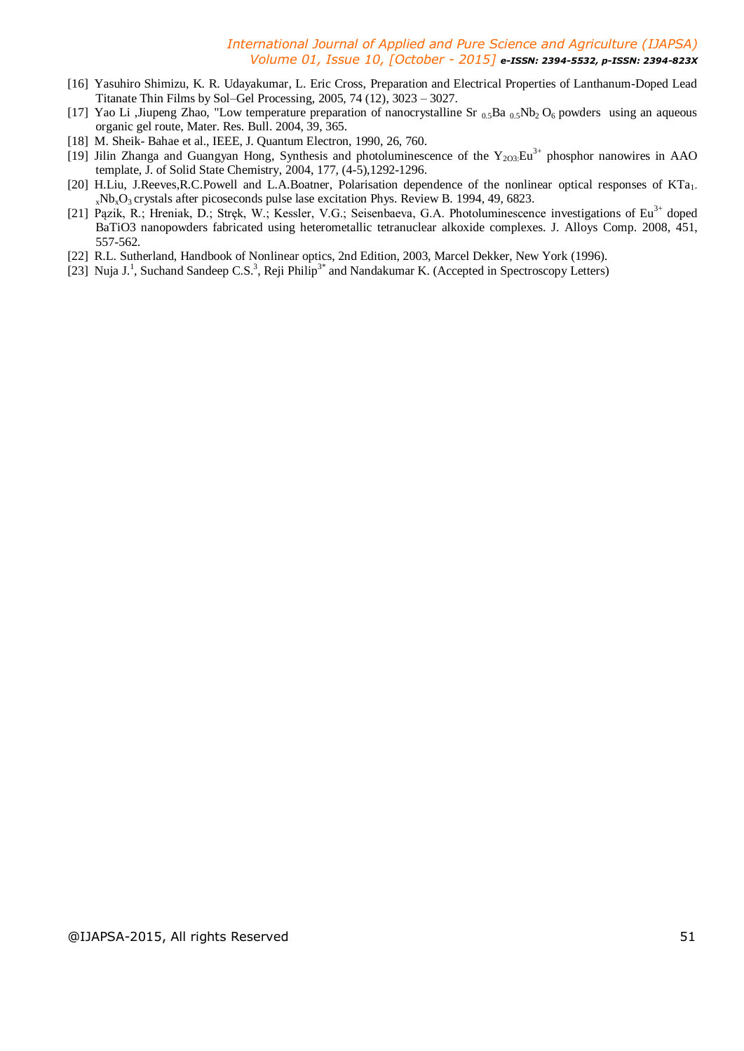[16] Yasuhiro Shimizu, K. R. Udayakumar, L. Eric Cross, Preparation and Electrical Properties of Lanthanum-Doped Lead Titanate Thin Films by Sol–Gel Processing, 2005, 74 (12), 3023 – 3027.

[17] Yao Li ,Jiupeng Zhao, "Low temperature preparation of nanocrystalline $Sr_{0.5}Ba_{0.5}Nb_2O_6$ powders using an aqueous organic gel route, Mater. Res. Bull. 2004, 39, 365.

[18] M. Sheik- Bahae et al., IEEE, J. Quantum Electron, 1990, 26, 760.

[19] Jilin Zhanga and Guangyan Hong, Synthesis and photoluminescence of the $Y_{2O3}$:$Eu^{3+}$ phosphor nanowires in AAO template, J. of Solid State Chemistry, 2004, 177, (4-5),1292-1296.

[20] H.Liu, J.Reeves,R.C.Powell and L.A.Boatner, Polarisation dependence of the nonlinear optical responses of $KTa_{1-x}Nb_xO_3$ crystals after picoseconds pulse lase excitation Phys. Review B. 1994, 49, 6823.

[21] Pązik, R.; Hreniak, D.; Stręk, W.; Kessler, V.G.; Seisenbaeva, G.A. Photoluminescence investigations of $Eu^{3+}$ doped BaTiO3 nanopowders fabricated using heterometallic tetranuclear alkoxide complexes. J. Alloys Comp. 2008, 451, 557-562.

[22] R.L. Sutherland, Handbook of Nonlinear optics, 2nd Edition, 2003, Marcel Dekker, New York (1996).

[23] Nuja J.[1], Suchand Sandeep C.S.[3], Reji Philip[3*] and Nandakumar K. (Accepted in Spectroscopy Letters)